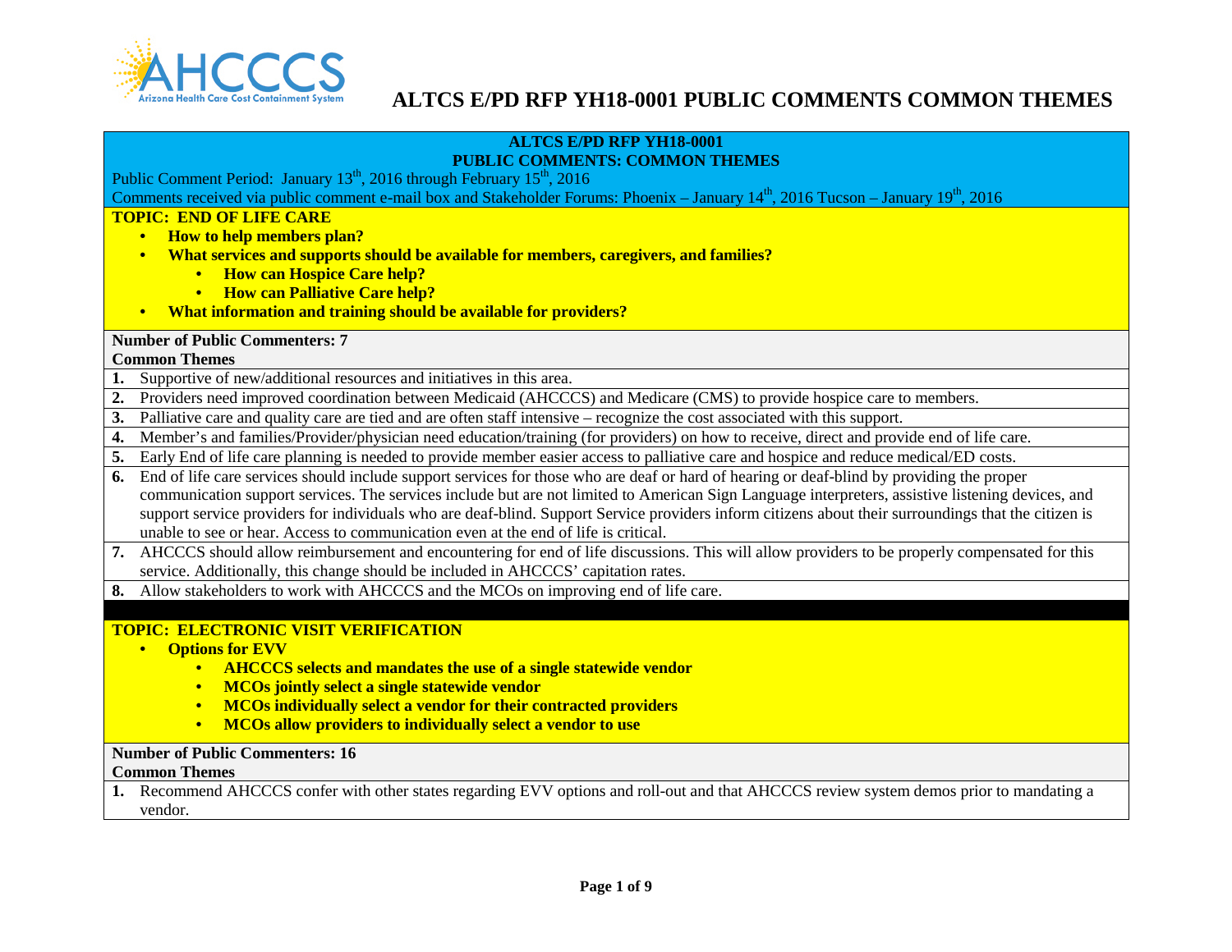# ALTCS E/PD RFP YH18-0001 PUBLIC COMMENTS COMMON THEMES

**ALTCS E/PD RFP YH18-0001**
**PUBLIC COMMENTS: COMMON THEMES**

Public Comment Period: January 13th, 2016 through February 15th, 2016

Comments received via public comment e-mail box and Stakeholder Forums: Phoenix – January 14th, 2016 Tucson – January 19th, 2016

## TOPIC: END OF LIFE CARE

- **How to help members plan?**
- **What services and supports should be available for members, caregivers, and families?**
  - **How can Hospice Care help?**
  - **How can Palliative Care help?**
- **What information and training should be available for providers?**

**Number of Public Commenters: 7**

**Common Themes**

1. Supportive of new/additional resources and initiatives in this area.
2. Providers need improved coordination between Medicaid (AHCCCS) and Medicare (CMS) to provide hospice care to members.
3. Palliative care and quality care are tied and are often staff intensive – recognize the cost associated with this support.
4. Member's and families/Provider/physician need education/training (for providers) on how to receive, direct and provide end of life care.
5. Early End of life care planning is needed to provide member easier access to palliative care and hospice and reduce medical/ED costs.
6. End of life care services should include support services for those who are deaf or hard of hearing or deaf-blind by providing the proper communication support services. The services include but are not limited to American Sign Language interpreters, assistive listening devices, and support service providers for individuals who are deaf-blind. Support Service providers inform citizens about their surroundings that the citizen is unable to see or hear. Access to communication even at the end of life is critical.
7. AHCCCS should allow reimbursement and encountering for end of life discussions. This will allow providers to be properly compensated for this service. Additionally, this change should be included in AHCCCS' capitation rates.
8. Allow stakeholders to work with AHCCCS and the MCOs on improving end of life care.

## TOPIC: ELECTRONIC VISIT VERIFICATION

- **Options for EVV**
  - **AHCCCS selects and mandates the use of a single statewide vendor**
  - **MCOs jointly select a single statewide vendor**
  - **MCOs individually select a vendor for their contracted providers**
  - **MCOs allow providers to individually select a vendor to use**

**Number of Public Commenters: 16**

**Common Themes**

1. Recommend AHCCCS confer with other states regarding EVV options and roll-out and that AHCCCS review system demos prior to mandating a vendor.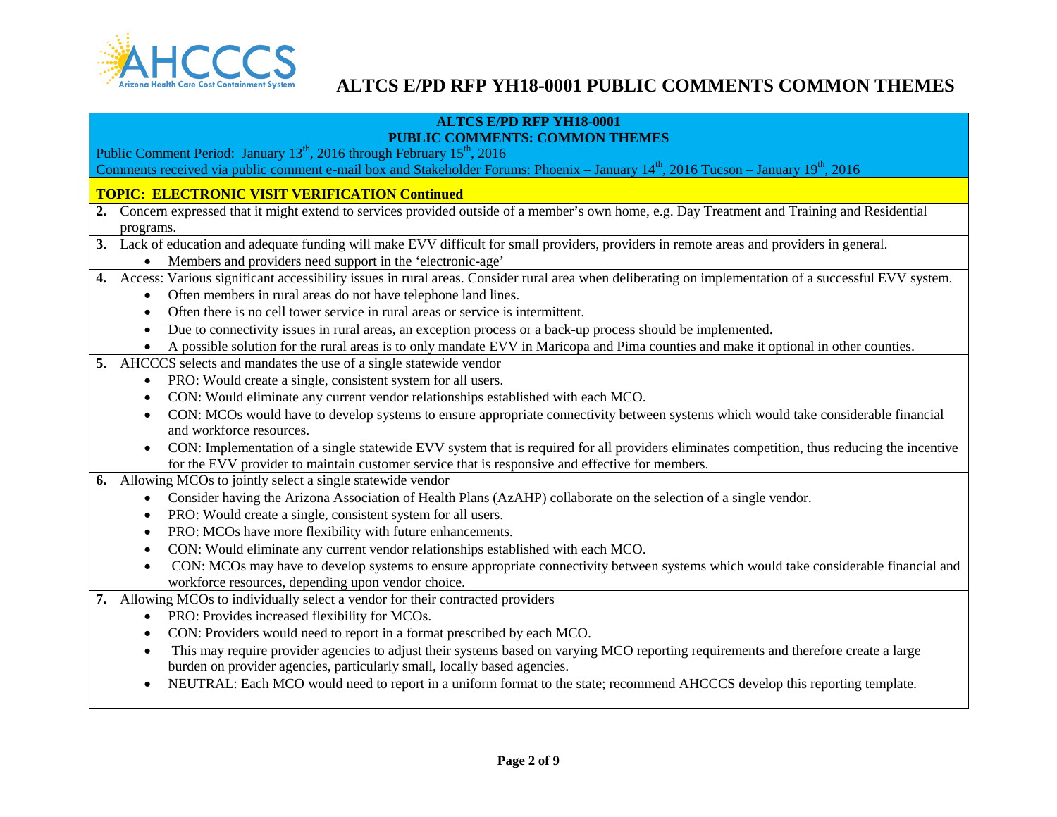# ALTCS E/PD RFP YH18-0001 PUBLIC COMMENTS COMMON THEMES

**ALTCS E/PD RFP YH18-0001**
**PUBLIC COMMENTS: COMMON THEMES**

Public Comment Period: January 13th, 2016 through February 15th, 2016
Comments received via public comment e-mail box and Stakeholder Forums: Phoenix – January 14th, 2016 Tucson – January 19th, 2016

**TOPIC: ELECTRONIC VISIT VERIFICATION Continued**

**2.** Concern expressed that it might extend to services provided outside of a member's own home, e.g. Day Treatment and Training and Residential programs.

**3.** Lack of education and adequate funding will make EVV difficult for small providers, providers in remote areas and providers in general.
- Members and providers need support in the 'electronic-age'

**4.** Access: Various significant accessibility issues in rural areas. Consider rural area when deliberating on implementation of a successful EVV system.
- Often members in rural areas do not have telephone land lines.
- Often there is no cell tower service in rural areas or service is intermittent.
- Due to connectivity issues in rural areas, an exception process or a back-up process should be implemented.
- A possible solution for the rural areas is to only mandate EVV in Maricopa and Pima counties and make it optional in other counties.

**5.** AHCCCS selects and mandates the use of a single statewide vendor
- PRO: Would create a single, consistent system for all users.
- CON: Would eliminate any current vendor relationships established with each MCO.
- CON: MCOs would have to develop systems to ensure appropriate connectivity between systems which would take considerable financial and workforce resources.
- CON: Implementation of a single statewide EVV system that is required for all providers eliminates competition, thus reducing the incentive for the EVV provider to maintain customer service that is responsive and effective for members.

**6.** Allowing MCOs to jointly select a single statewide vendor
- Consider having the Arizona Association of Health Plans (AzAHP) collaborate on the selection of a single vendor.
- PRO: Would create a single, consistent system for all users.
- PRO: MCOs have more flexibility with future enhancements.
- CON: Would eliminate any current vendor relationships established with each MCO.
- CON: MCOs may have to develop systems to ensure appropriate connectivity between systems which would take considerable financial and workforce resources, depending upon vendor choice.

**7.** Allowing MCOs to individually select a vendor for their contracted providers
- PRO: Provides increased flexibility for MCOs.
- CON: Providers would need to report in a format prescribed by each MCO.
- This may require provider agencies to adjust their systems based on varying MCO reporting requirements and therefore create a large burden on provider agencies, particularly small, locally based agencies.
- NEUTRAL: Each MCO would need to report in a uniform format to the state; recommend AHCCCS develop this reporting template.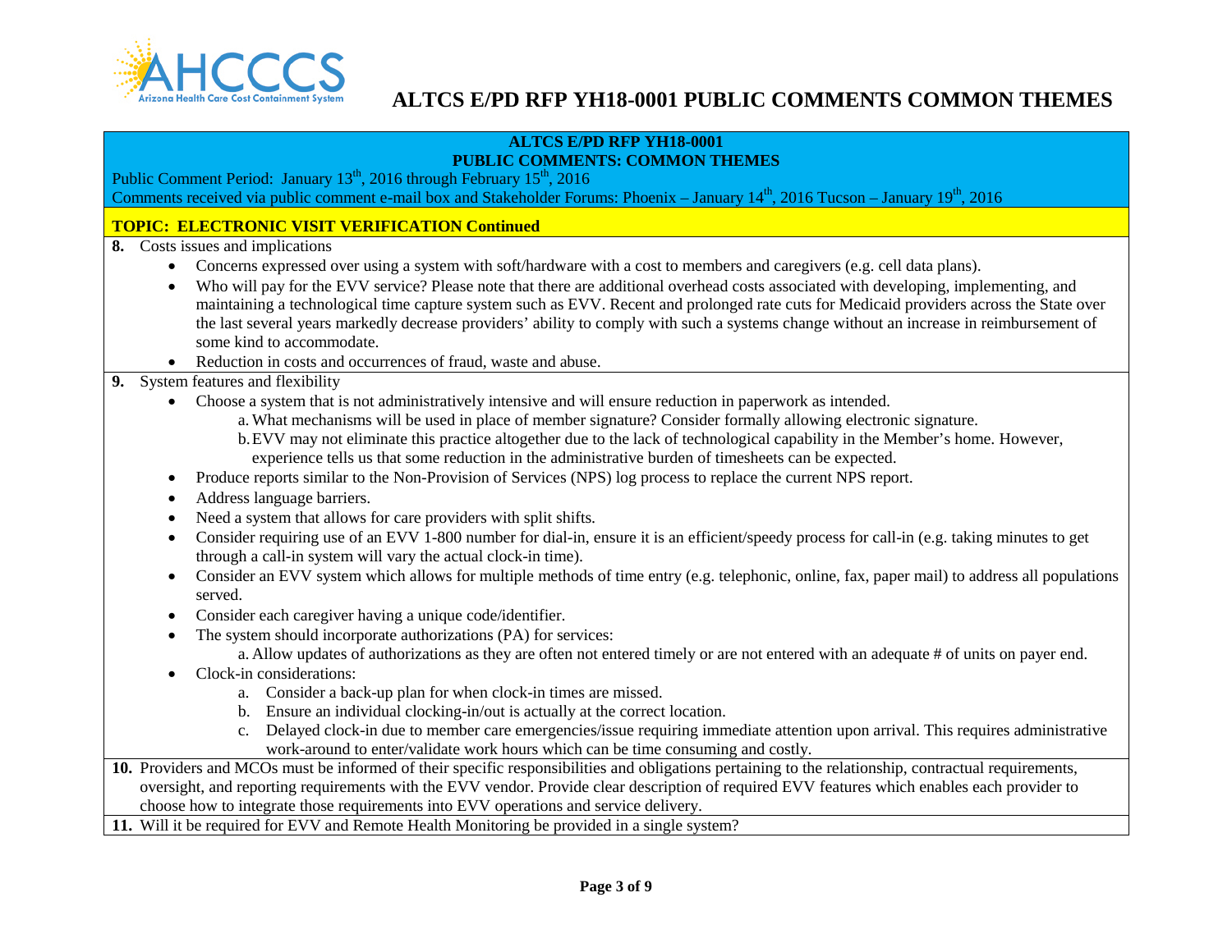# ALTCS E/PD RFP YH18-0001 PUBLIC COMMENTS COMMON THEMES

**ALTCS E/PD RFP YH18-0001**
**PUBLIC COMMENTS: COMMON THEMES**

Public Comment Period: January 13th, 2016 through February 15th, 2016
Comments received via public comment e-mail box and Stakeholder Forums: Phoenix – January 14th, 2016 Tucson – January 19th, 2016

**TOPIC: ELECTRONIC VISIT VERIFICATION Continued**

**8.** Costs issues and implications

- Concerns expressed over using a system with soft/hardware with a cost to members and caregivers (e.g. cell data plans).
- Who will pay for the EVV service? Please note that there are additional overhead costs associated with developing, implementing, and maintaining a technological time capture system such as EVV. Recent and prolonged rate cuts for Medicaid providers across the State over the last several years markedly decrease providers' ability to comply with such a systems change without an increase in reimbursement of some kind to accommodate.
- Reduction in costs and occurrences of fraud, waste and abuse.

**9.** System features and flexibility

- Choose a system that is not administratively intensive and will ensure reduction in paperwork as intended.
  - a. What mechanisms will be used in place of member signature? Consider formally allowing electronic signature.
  - b. EVV may not eliminate this practice altogether due to the lack of technological capability in the Member's home. However, experience tells us that some reduction in the administrative burden of timesheets can be expected.
- Produce reports similar to the Non-Provision of Services (NPS) log process to replace the current NPS report.
- Address language barriers.
- Need a system that allows for care providers with split shifts.
- Consider requiring use of an EVV 1-800 number for dial-in, ensure it is an efficient/speedy process for call-in (e.g. taking minutes to get through a call-in system will vary the actual clock-in time).
- Consider an EVV system which allows for multiple methods of time entry (e.g. telephonic, online, fax, paper mail) to address all populations served.
- Consider each caregiver having a unique code/identifier.
- The system should incorporate authorizations (PA) for services:
  - a. Allow updates of authorizations as they are often not entered timely or are not entered with an adequate # of units on payer end.
- Clock-in considerations:
  - a. Consider a back-up plan for when clock-in times are missed.
  - b. Ensure an individual clocking-in/out is actually at the correct location.
  - c. Delayed clock-in due to member care emergencies/issue requiring immediate attention upon arrival. This requires administrative work-around to enter/validate work hours which can be time consuming and costly.

**10.** Providers and MCOs must be informed of their specific responsibilities and obligations pertaining to the relationship, contractual requirements, oversight, and reporting requirements with the EVV vendor. Provide clear description of required EVV features which enables each provider to choose how to integrate those requirements into EVV operations and service delivery.

**11.** Will it be required for EVV and Remote Health Monitoring be provided in a single system?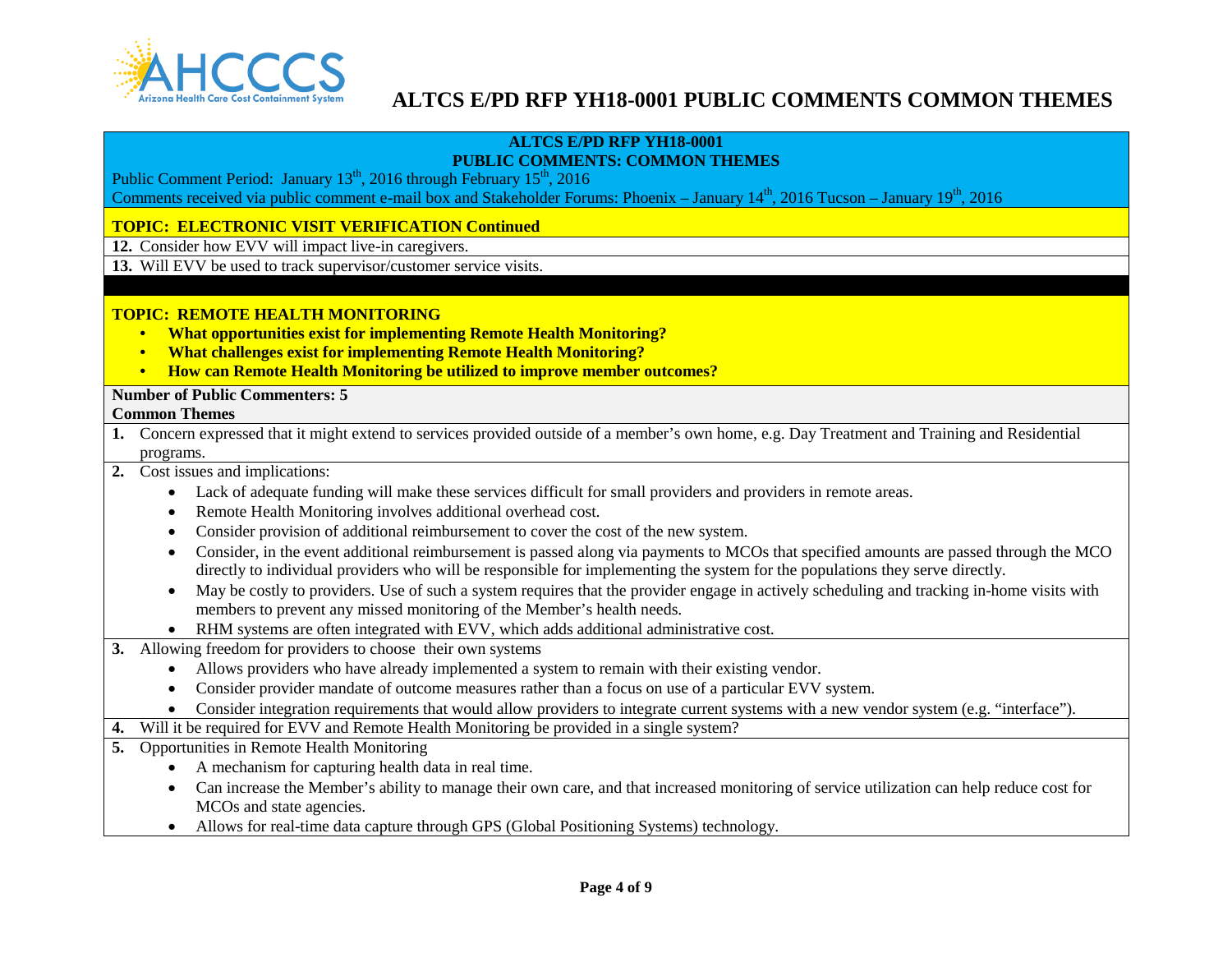# ALTCS E/PD RFP YH18-0001 PUBLIC COMMENTS COMMON THEMES

**ALTCS E/PD RFP YH18-0001**
**PUBLIC COMMENTS: COMMON THEMES**

Public Comment Period: January 13th, 2016 through February 15th, 2016
Comments received via public comment e-mail box and Stakeholder Forums: Phoenix – January 14th, 2016 Tucson – January 19th, 2016

**TOPIC: ELECTRONIC VISIT VERIFICATION Continued**

**12.** Consider how EVV will impact live-in caregivers.

**13.** Will EVV be used to track supervisor/customer service visits.

**TOPIC: REMOTE HEALTH MONITORING**

- **What opportunities exist for implementing Remote Health Monitoring?**
- **What challenges exist for implementing Remote Health Monitoring?**
- **How can Remote Health Monitoring be utilized to improve member outcomes?**

**Number of Public Commenters: 5**

**Common Themes**

**1.** Concern expressed that it might extend to services provided outside of a member's own home, e.g. Day Treatment and Training and Residential programs.

**2.** Cost issues and implications:
- Lack of adequate funding will make these services difficult for small providers and providers in remote areas.
- Remote Health Monitoring involves additional overhead cost.
- Consider provision of additional reimbursement to cover the cost of the new system.
- Consider, in the event additional reimbursement is passed along via payments to MCOs that specified amounts are passed through the MCO directly to individual providers who will be responsible for implementing the system for the populations they serve directly.
- May be costly to providers. Use of such a system requires that the provider engage in actively scheduling and tracking in-home visits with members to prevent any missed monitoring of the Member's health needs.
- RHM systems are often integrated with EVV, which adds additional administrative cost.

**3.** Allowing freedom for providers to choose their own systems
- Allows providers who have already implemented a system to remain with their existing vendor.
- Consider provider mandate of outcome measures rather than a focus on use of a particular EVV system.
- Consider integration requirements that would allow providers to integrate current systems with a new vendor system (e.g. "interface").

**4.** Will it be required for EVV and Remote Health Monitoring be provided in a single system?

**5.** Opportunities in Remote Health Monitoring
- A mechanism for capturing health data in real time.
- Can increase the Member's ability to manage their own care, and that increased monitoring of service utilization can help reduce cost for MCOs and state agencies.
- Allows for real-time data capture through GPS (Global Positioning Systems) technology.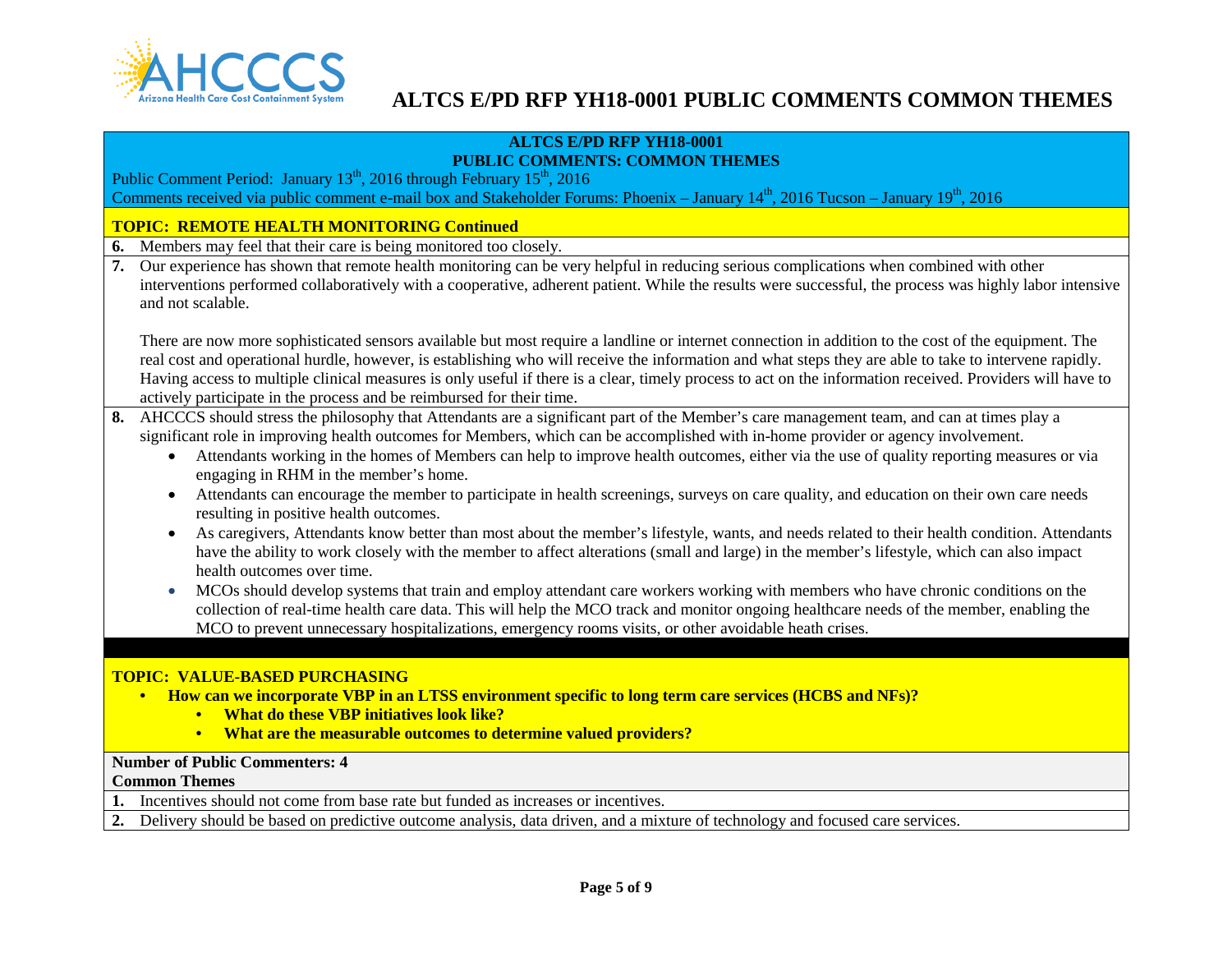# ALTCS E/PD RFP YH18-0001 PUBLIC COMMENTS COMMON THEMES

**ALTCS E/PD RFP YH18-0001**
**PUBLIC COMMENTS: COMMON THEMES**

Public Comment Period: January 13th, 2016 through February 15th, 2016

Comments received via public comment e-mail box and Stakeholder Forums: Phoenix – January 14th, 2016 Tucson – January 19th, 2016

## TOPIC: REMOTE HEALTH MONITORING Continued

6. Members may feel that their care is being monitored too closely.

7. Our experience has shown that remote health monitoring can be very helpful in reducing serious complications when combined with other interventions performed collaboratively with a cooperative, adherent patient. While the results were successful, the process was highly labor intensive and not scalable.

   There are now more sophisticated sensors available but most require a landline or internet connection in addition to the cost of the equipment. The real cost and operational hurdle, however, is establishing who will receive the information and what steps they are able to take to intervene rapidly. Having access to multiple clinical measures is only useful if there is a clear, timely process to act on the information received. Providers will have to actively participate in the process and be reimbursed for their time.

8. AHCCCS should stress the philosophy that Attendants are a significant part of the Member's care management team, and can at times play a significant role in improving health outcomes for Members, which can be accomplished with in-home provider or agency involvement.
   - Attendants working in the homes of Members can help to improve health outcomes, either via the use of quality reporting measures or via engaging in RHM in the member's home.
   - Attendants can encourage the member to participate in health screenings, surveys on care quality, and education on their own care needs resulting in positive health outcomes.
   - As caregivers, Attendants know better than most about the member's lifestyle, wants, and needs related to their health condition. Attendants have the ability to work closely with the member to affect alterations (small and large) in the member's lifestyle, which can also impact health outcomes over time.
   - MCOs should develop systems that train and employ attendant care workers working with members who have chronic conditions on the collection of real-time health care data. This will help the MCO track and monitor ongoing healthcare needs of the member, enabling the MCO to prevent unnecessary hospitalizations, emergency rooms visits, or other avoidable heath crises.

## TOPIC: VALUE-BASED PURCHASING

- **How can we incorporate VBP in an LTSS environment specific to long term care services (HCBS and NFs)?**
  - **What do these VBP initiatives look like?**
  - **What are the measurable outcomes to determine valued providers?**

**Number of Public Commenters: 4**

**Common Themes**

1. Incentives should not come from base rate but funded as increases or incentives.
2. Delivery should be based on predictive outcome analysis, data driven, and a mixture of technology and focused care services.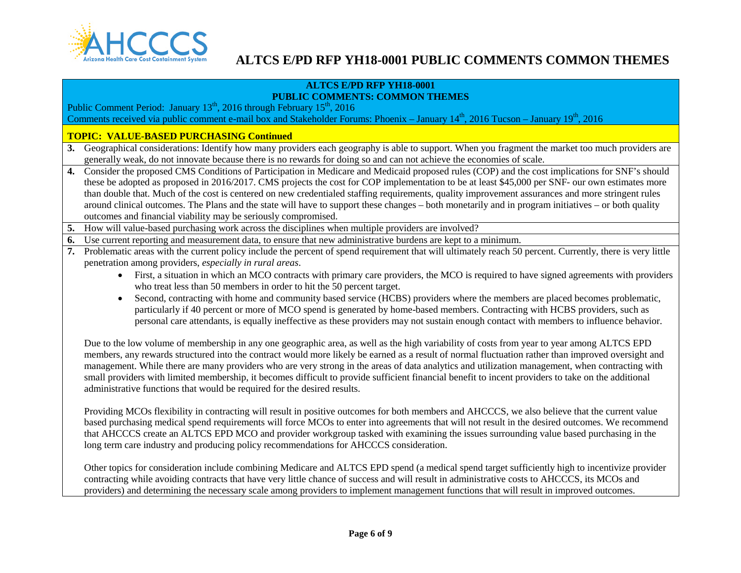# ALTCS E/PD RFP YH18-0001 PUBLIC COMMENTS COMMON THEMES

**ALTCS E/PD RFP YH18-0001**
**PUBLIC COMMENTS: COMMON THEMES**

Public Comment Period: January 13th, 2016 through February 15th, 2016
Comments received via public comment e-mail box and Stakeholder Forums: Phoenix – January 14th, 2016 Tucson – January 19th, 2016

**TOPIC: VALUE-BASED PURCHASING Continued**

**3.** Geographical considerations: Identify how many providers each geography is able to support. When you fragment the market too much providers are generally weak, do not innovate because there is no rewards for doing so and can not achieve the economies of scale.

**4.** Consider the proposed CMS Conditions of Participation in Medicare and Medicaid proposed rules (COP) and the cost implications for SNF's should these be adopted as proposed in 2016/2017. CMS projects the cost for COP implementation to be at least $45,000 per SNF- our own estimates more than double that. Much of the cost is centered on new credentialed staffing requirements, quality improvement assurances and more stringent rules around clinical outcomes. The Plans and the state will have to support these changes – both monetarily and in program initiatives – or both quality outcomes and financial viability may be seriously compromised.

**5.** How will value-based purchasing work across the disciplines when multiple providers are involved?

**6.** Use current reporting and measurement data, to ensure that new administrative burdens are kept to a minimum.

**7.** Problematic areas with the current policy include the percent of spend requirement that will ultimately reach 50 percent. Currently, there is very little penetration among providers, *especially in rural areas*.

- First, a situation in which an MCO contracts with primary care providers, the MCO is required to have signed agreements with providers who treat less than 50 members in order to hit the 50 percent target.
- Second, contracting with home and community based service (HCBS) providers where the members are placed becomes problematic, particularly if 40 percent or more of MCO spend is generated by home-based members. Contracting with HCBS providers, such as personal care attendants, is equally ineffective as these providers may not sustain enough contact with members to influence behavior.

Due to the low volume of membership in any one geographic area, as well as the high variability of costs from year to year among ALTCS EPD members, any rewards structured into the contract would more likely be earned as a result of normal fluctuation rather than improved oversight and management. While there are many providers who are very strong in the areas of data analytics and utilization management, when contracting with small providers with limited membership, it becomes difficult to provide sufficient financial benefit to incent providers to take on the additional administrative functions that would be required for the desired results.

Providing MCOs flexibility in contracting will result in positive outcomes for both members and AHCCCS, we also believe that the current value based purchasing medical spend requirements will force MCOs to enter into agreements that will not result in the desired outcomes. We recommend that AHCCCS create an ALTCS EPD MCO and provider workgroup tasked with examining the issues surrounding value based purchasing in the long term care industry and producing policy recommendations for AHCCCS consideration.

Other topics for consideration include combining Medicare and ALTCS EPD spend (a medical spend target sufficiently high to incentivize provider contracting while avoiding contracts that have very little chance of success and will result in administrative costs to AHCCCS, its MCOs and providers) and determining the necessary scale among providers to implement management functions that will result in improved outcomes.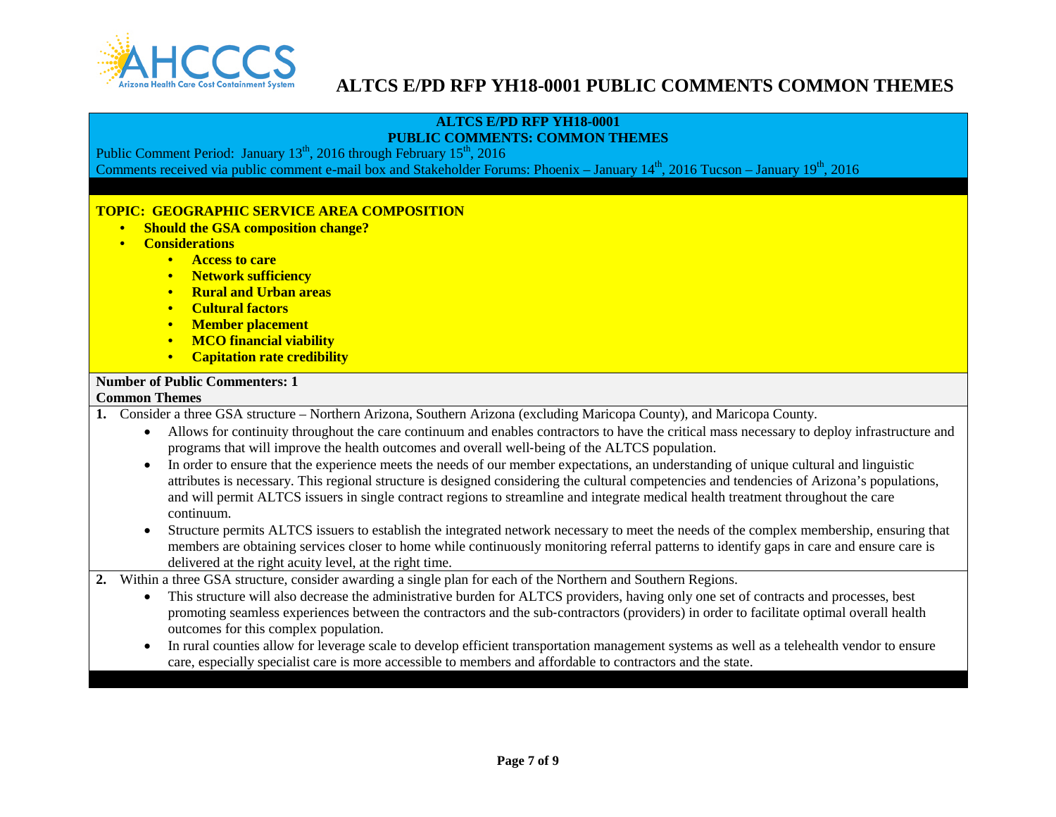# ALTCS E/PD RFP YH18-0001 PUBLIC COMMENTS COMMON THEMES

**ALTCS E/PD RFP YH18-0001**
**PUBLIC COMMENTS: COMMON THEMES**

Public Comment Period: January 13th, 2016 through February 15th, 2016
Comments received via public comment e-mail box and Stakeholder Forums: Phoenix – January 14th, 2016 Tucson – January 19th, 2016

**TOPIC: GEOGRAPHIC SERVICE AREA COMPOSITION**

- **Should the GSA composition change?**
- **Considerations**
  - **Access to care**
  - **Network sufficiency**
  - **Rural and Urban areas**
  - **Cultural factors**
  - **Member placement**
  - **MCO financial viability**
  - **Capitation rate credibility**

**Number of Public Commenters: 1**

**Common Themes**

1. Consider a three GSA structure – Northern Arizona, Southern Arizona (excluding Maricopa County), and Maricopa County.
   - Allows for continuity throughout the care continuum and enables contractors to have the critical mass necessary to deploy infrastructure and programs that will improve the health outcomes and overall well-being of the ALTCS population.
   - In order to ensure that the experience meets the needs of our member expectations, an understanding of unique cultural and linguistic attributes is necessary. This regional structure is designed considering the cultural competencies and tendencies of Arizona's populations, and will permit ALTCS issuers in single contract regions to streamline and integrate medical health treatment throughout the care continuum.
   - Structure permits ALTCS issuers to establish the integrated network necessary to meet the needs of the complex membership, ensuring that members are obtaining services closer to home while continuously monitoring referral patterns to identify gaps in care and ensure care is delivered at the right acuity level, at the right time.
2. Within a three GSA structure, consider awarding a single plan for each of the Northern and Southern Regions.
   - This structure will also decrease the administrative burden for ALTCS providers, having only one set of contracts and processes, best promoting seamless experiences between the contractors and the sub-contractors (providers) in order to facilitate optimal overall health outcomes for this complex population.
   - In rural counties allow for leverage scale to develop efficient transportation management systems as well as a telehealth vendor to ensure care, especially specialist care is more accessible to members and affordable to contractors and the state.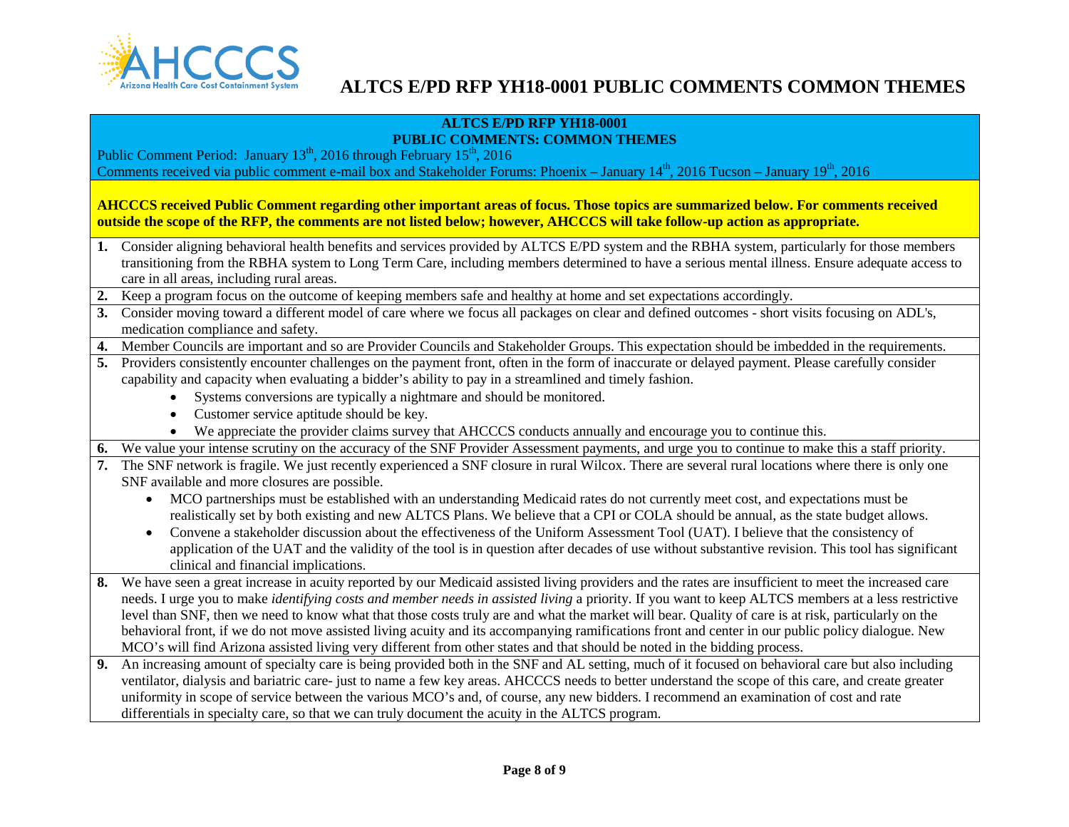# ALTCS E/PD RFP YH18-0001 PUBLIC COMMENTS COMMON THEMES

**ALTCS E/PD RFP YH18-0001**
**PUBLIC COMMENTS: COMMON THEMES**

Public Comment Period: January 13th, 2016 through February 15th, 2016
Comments received via public comment e-mail box and Stakeholder Forums: Phoenix – January 14th, 2016 Tucson – January 19th, 2016

**AHCCCS received Public Comment regarding other important areas of focus. Those topics are summarized below. For comments received outside the scope of the RFP, the comments are not listed below; however, AHCCCS will take follow-up action as appropriate.**

1. Consider aligning behavioral health benefits and services provided by ALTCS E/PD system and the RBHA system, particularly for those members transitioning from the RBHA system to Long Term Care, including members determined to have a serious mental illness. Ensure adequate access to care in all areas, including rural areas.
2. Keep a program focus on the outcome of keeping members safe and healthy at home and set expectations accordingly.
3. Consider moving toward a different model of care where we focus all packages on clear and defined outcomes - short visits focusing on ADL's, medication compliance and safety.
4. Member Councils are important and so are Provider Councils and Stakeholder Groups. This expectation should be imbedded in the requirements.
5. Providers consistently encounter challenges on the payment front, often in the form of inaccurate or delayed payment. Please carefully consider capability and capacity when evaluating a bidder's ability to pay in a streamlined and timely fashion.
   - Systems conversions are typically a nightmare and should be monitored.
   - Customer service aptitude should be key.
   - We appreciate the provider claims survey that AHCCCS conducts annually and encourage you to continue this.
6. We value your intense scrutiny on the accuracy of the SNF Provider Assessment payments, and urge you to continue to make this a staff priority.
7. The SNF network is fragile. We just recently experienced a SNF closure in rural Wilcox. There are several rural locations where there is only one SNF available and more closures are possible.
   - MCO partnerships must be established with an understanding Medicaid rates do not currently meet cost, and expectations must be realistically set by both existing and new ALTCS Plans. We believe that a CPI or COLA should be annual, as the state budget allows.
   - Convene a stakeholder discussion about the effectiveness of the Uniform Assessment Tool (UAT). I believe that the consistency of application of the UAT and the validity of the tool is in question after decades of use without substantive revision. This tool has significant clinical and financial implications.
8. We have seen a great increase in acuity reported by our Medicaid assisted living providers and the rates are insufficient to meet the increased care needs. I urge you to make *identifying costs and member needs in assisted living* a priority. If you want to keep ALTCS members at a less restrictive level than SNF, then we need to know what that those costs truly are and what the market will bear. Quality of care is at risk, particularly on the behavioral front, if we do not move assisted living acuity and its accompanying ramifications front and center in our public policy dialogue. New MCO's will find Arizona assisted living very different from other states and that should be noted in the bidding process.
9. An increasing amount of specialty care is being provided both in the SNF and AL setting, much of it focused on behavioral care but also including ventilator, dialysis and bariatric care- just to name a few key areas. AHCCCS needs to better understand the scope of this care, and create greater uniformity in scope of service between the various MCO's and, of course, any new bidders. I recommend an examination of cost and rate differentials in specialty care, so that we can truly document the acuity in the ALTCS program.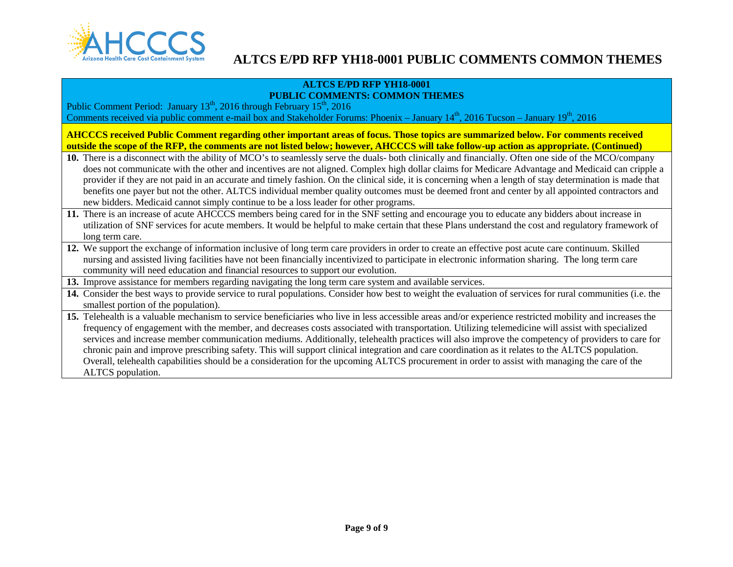# ALTCS E/PD RFP YH18-0001 PUBLIC COMMENTS COMMON THEMES

**ALTCS E/PD RFP YH18-0001**
**PUBLIC COMMENTS: COMMON THEMES**

Public Comment Period: January 13th, 2016 through February 15th, 2016
Comments received via public comment e-mail box and Stakeholder Forums: Phoenix – January 14th, 2016 Tucson – January 19th, 2016

**AHCCCS received Public Comment regarding other important areas of focus. Those topics are summarized below. For comments received outside the scope of the RFP, the comments are not listed below; however, AHCCCS will take follow-up action as appropriate. (Continued)**

**10.** There is a disconnect with the ability of MCO's to seamlessly serve the duals- both clinically and financially. Often one side of the MCO/company does not communicate with the other and incentives are not aligned. Complex high dollar claims for Medicare Advantage and Medicaid can cripple a provider if they are not paid in an accurate and timely fashion. On the clinical side, it is concerning when a length of stay determination is made that benefits one payer but not the other. ALTCS individual member quality outcomes must be deemed front and center by all appointed contractors and new bidders. Medicaid cannot simply continue to be a loss leader for other programs.

**11.** There is an increase of acute AHCCCS members being cared for in the SNF setting and encourage you to educate any bidders about increase in utilization of SNF services for acute members. It would be helpful to make certain that these Plans understand the cost and regulatory framework of long term care.

**12.** We support the exchange of information inclusive of long term care providers in order to create an effective post acute care continuum. Skilled nursing and assisted living facilities have not been financially incentivized to participate in electronic information sharing. The long term care community will need education and financial resources to support our evolution.

**13.** Improve assistance for members regarding navigating the long term care system and available services.

**14.** Consider the best ways to provide service to rural populations. Consider how best to weight the evaluation of services for rural communities (i.e. the smallest portion of the population).

**15.** Telehealth is a valuable mechanism to service beneficiaries who live in less accessible areas and/or experience restricted mobility and increases the frequency of engagement with the member, and decreases costs associated with transportation. Utilizing telemedicine will assist with specialized services and increase member communication mediums. Additionally, telehealth practices will also improve the competency of providers to care for chronic pain and improve prescribing safety. This will support clinical integration and care coordination as it relates to the ALTCS population. Overall, telehealth capabilities should be a consideration for the upcoming ALTCS procurement in order to assist with managing the care of the ALTCS population.